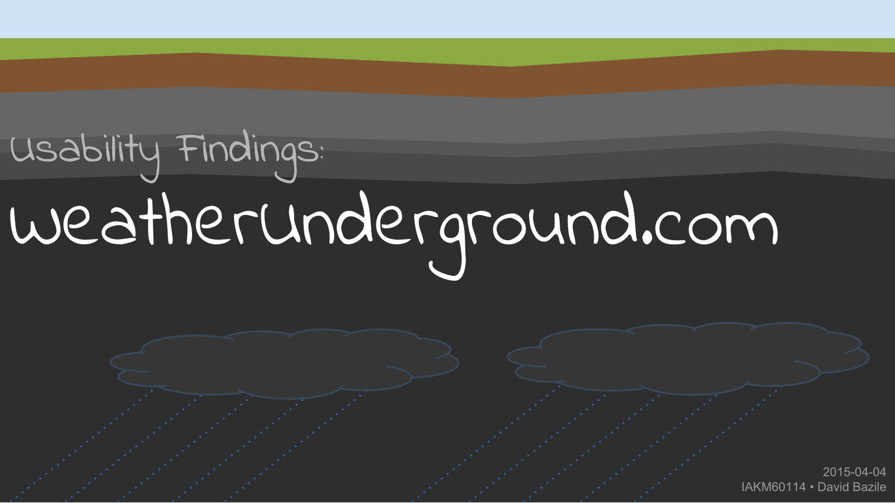Usability Findings:

# weatherunderground.com

2015-04-04

IAKM60114 • David Bazile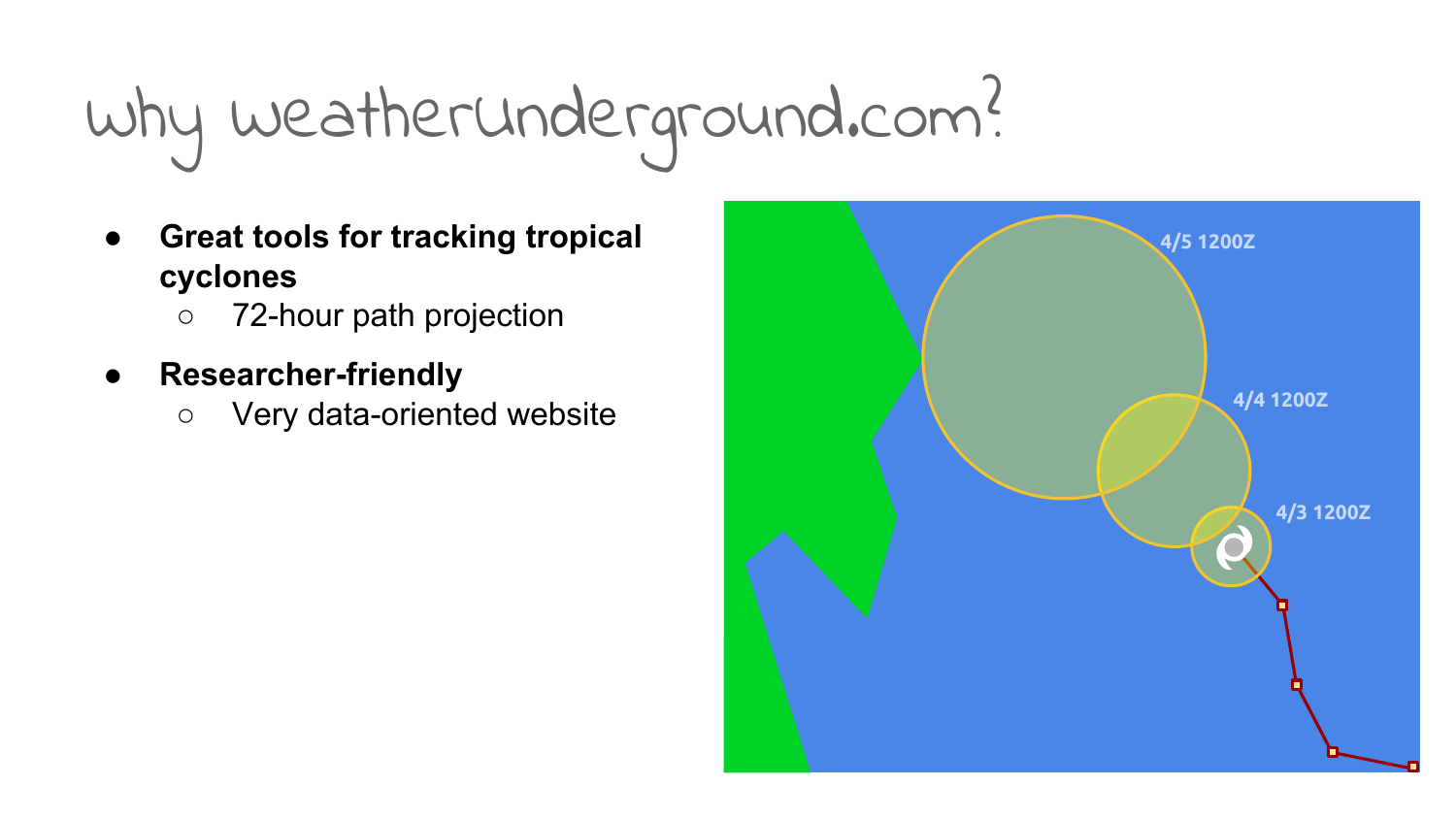# why weatherunderground.com?

- **Great tools for tracking tropical cyclones**
  - 72-hour path projection
- **Researcher-friendly**
  - Very data-oriented website

4/5 1200Z

4/4 1200Z

4/3 1200Z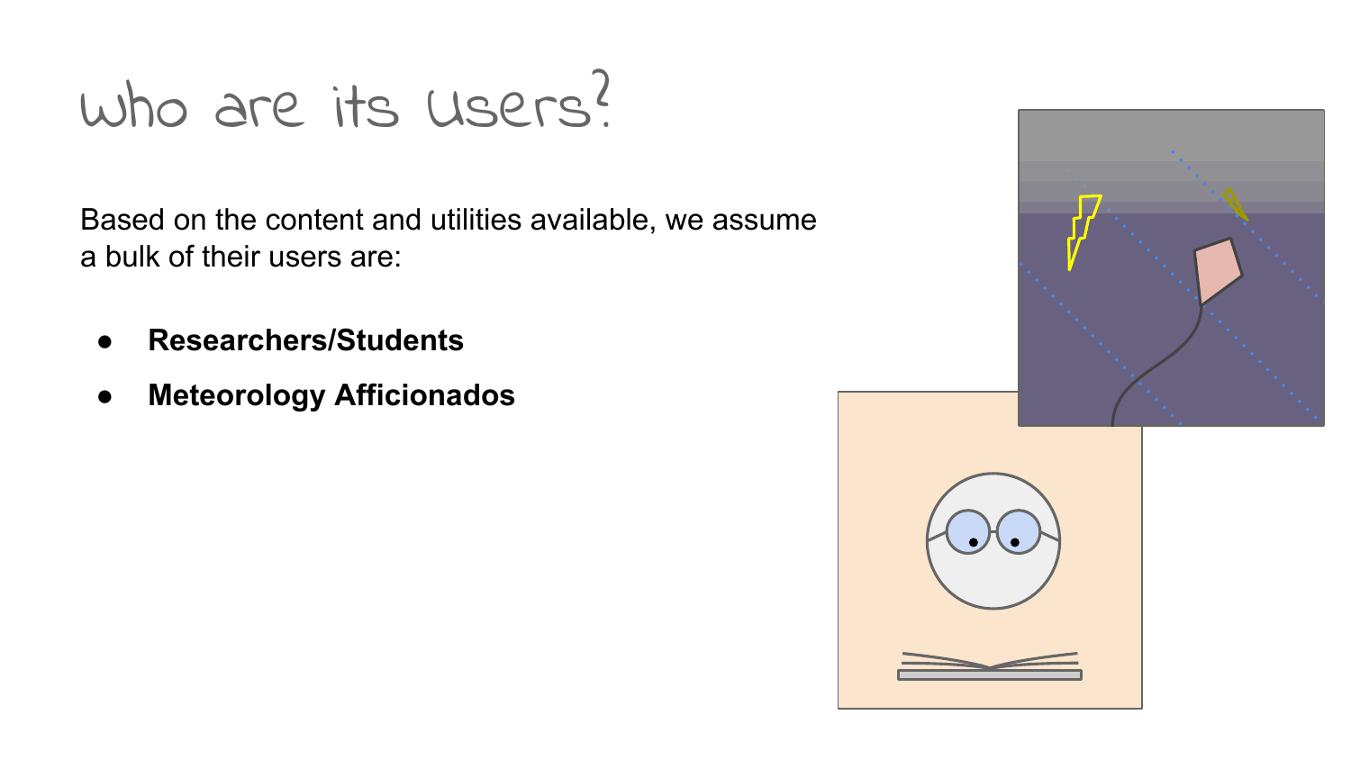# who are its users?

Based on the content and utilities available, we assume a bulk of their users are:

- **Researchers/Students**
- **Meteorology Afficionados**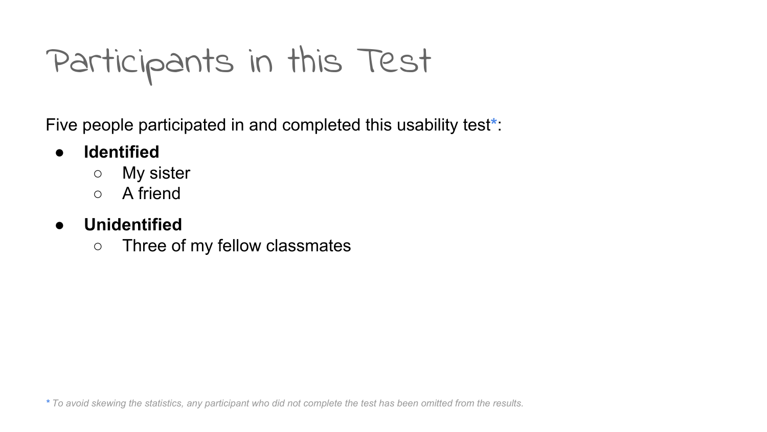# Participants in this Test

Five people participated in and completed this usability test*:

- **Identified**
  - My sister
  - A friend
- **Unidentified**
  - Three of my fellow classmates

*\* To avoid skewing the statistics, any participant who did not complete the test has been omitted from the results.*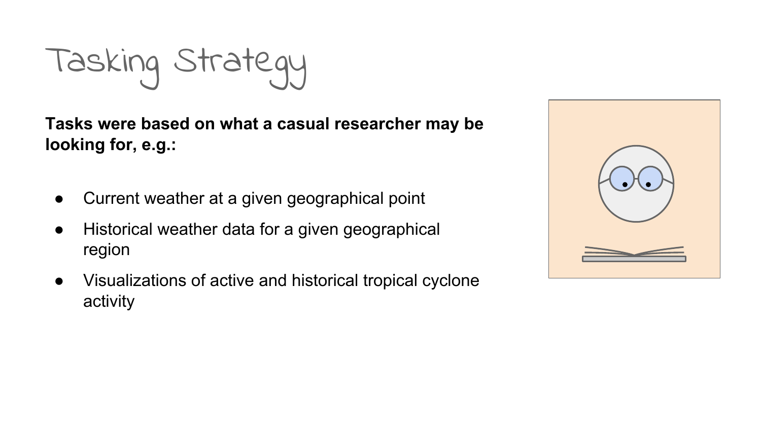# Tasking Strategy

**Tasks were based on what a casual researcher may be looking for, e.g.:**

- Current weather at a given geographical point
- Historical weather data for a given geographical region
- Visualizations of active and historical tropical cyclone activity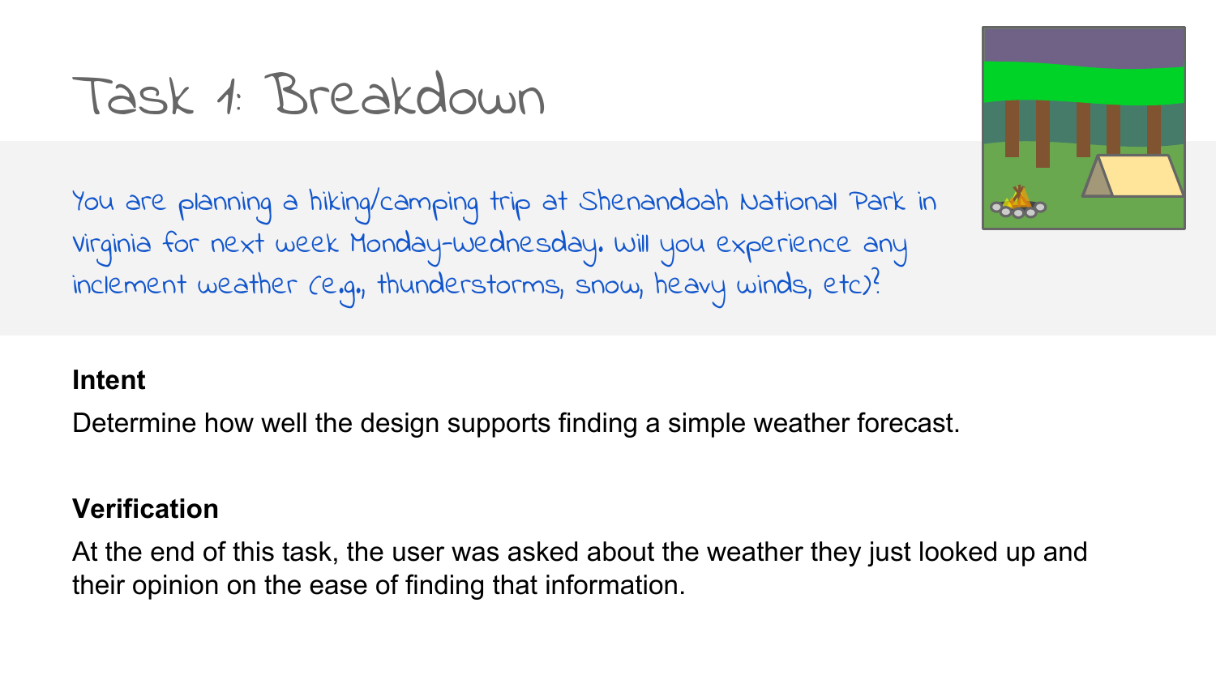# Task 1: Breakdown

You are planning a hiking/camping trip at Shenandoah National Park in Virginia for next week Monday-Wednesday. Will you experience any inclement weather (e.g., thunderstorms, snow, heavy winds, etc)?

**Intent**

Determine how well the design supports finding a simple weather forecast.

**Verification**

At the end of this task, the user was asked about the weather they just looked up and their opinion on the ease of finding that information.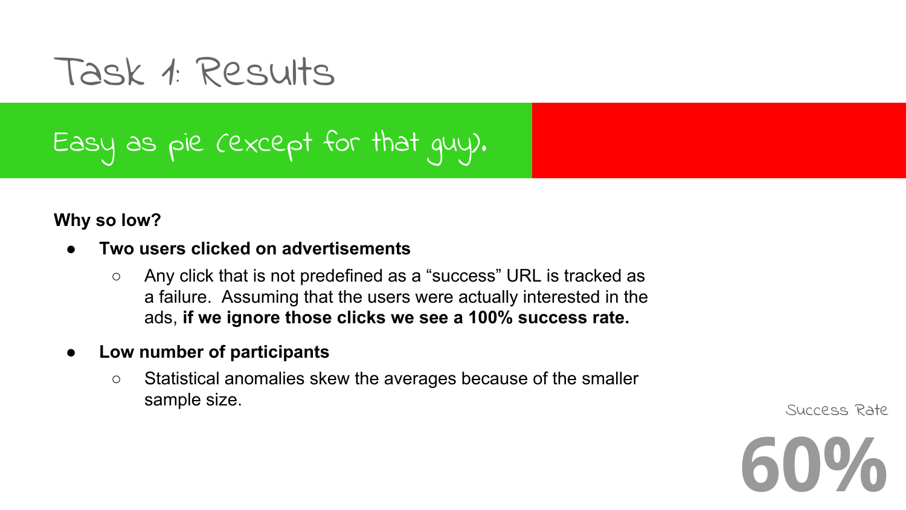# Task 1: Results

## Easy as pie (except for that guy).

**Why so low?**

- **Two users clicked on advertisements**
  - Any click that is not predefined as a "success" URL is tracked as a failure. Assuming that the users were actually interested in the ads, **if we ignore those clicks we see a 100% success rate.**
- **Low number of participants**
  - Statistical anomalies skew the averages because of the smaller sample size.

Success Rate

**60%**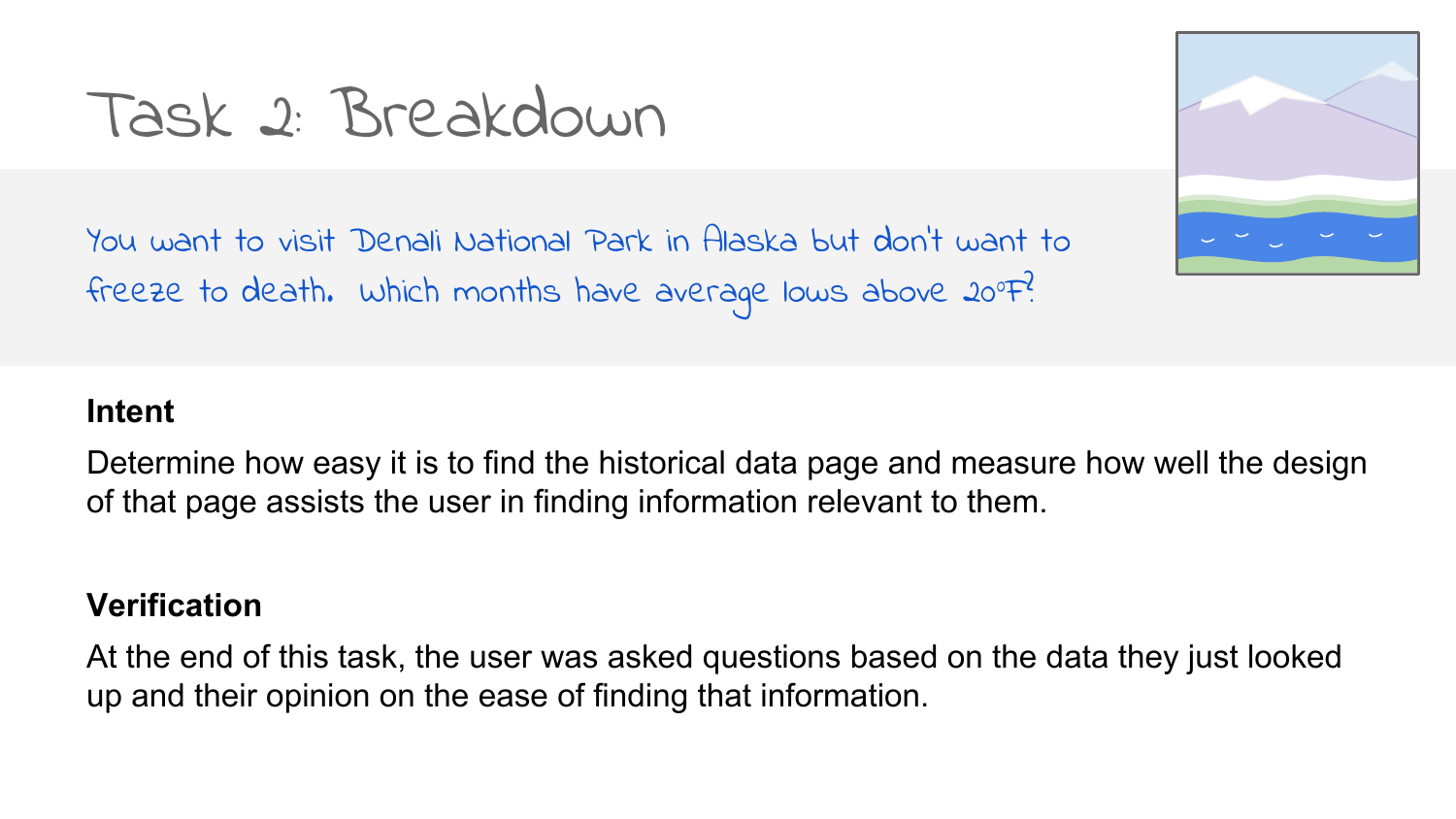# Task 2: Breakdown

You want to visit Denali National Park in Alaska but don't want to freeze to death. Which months have average lows above 20°F?

**Intent**

Determine how easy it is to find the historical data page and measure how well the design of that page assists the user in finding information relevant to them.

**Verification**

At the end of this task, the user was asked questions based on the data they just looked up and their opinion on the ease of finding that information.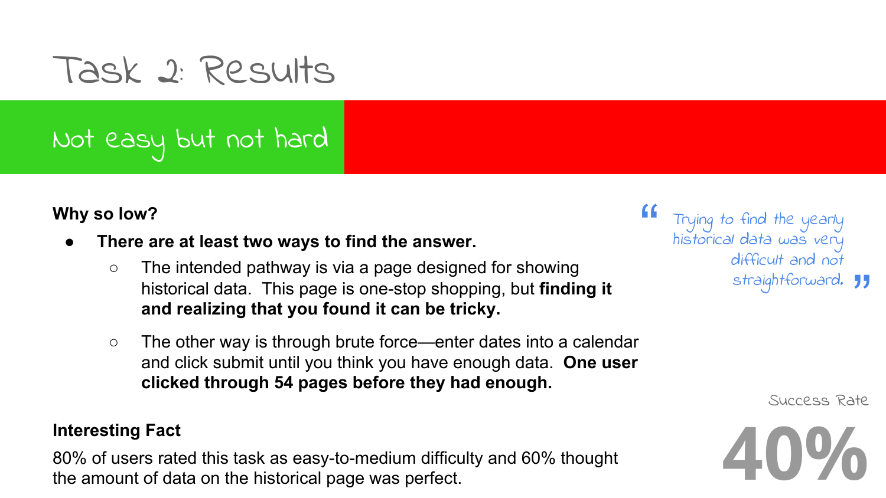# Task 2: Results

## Not easy but not hard

**Why so low?**

- **There are at least two ways to find the answer.**
  - The intended pathway is via a page designed for showing historical data. This page is one-stop shopping, but **finding it and realizing that you found it can be tricky.**
  - The other way is through brute force—enter dates into a calendar and click submit until you think you have enough data. **One user clicked through 54 pages before they had enough.**

> "Trying to find the yearly historical data was very difficult and not straightforward."

**Interesting Fact**

80% of users rated this task as easy-to-medium difficulty and 60% thought the amount of data on the historical page was perfect.

Success Rate

**40%**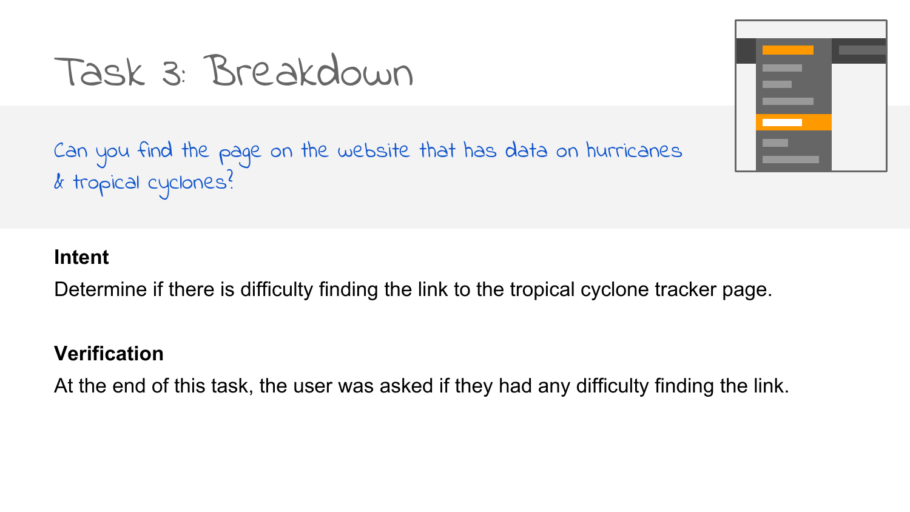# Task 3: Breakdown

Can you find the page on the website that has data on hurricanes & tropical cyclones?

**Intent**

Determine if there is difficulty finding the link to the tropical cyclone tracker page.

**Verification**

At the end of this task, the user was asked if they had any difficulty finding the link.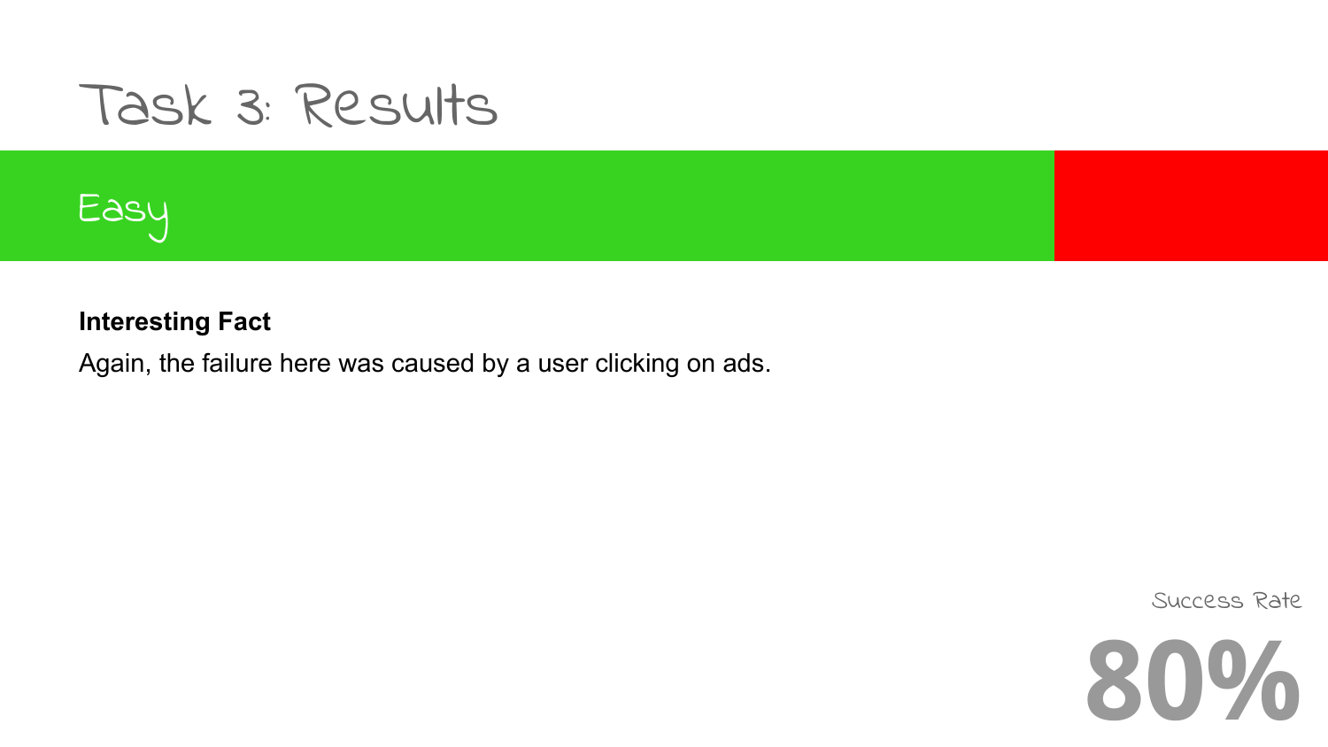# Task 3: Results

Easy

**Interesting Fact**

Again, the failure here was caused by a user clicking on ads.

Success Rate

80%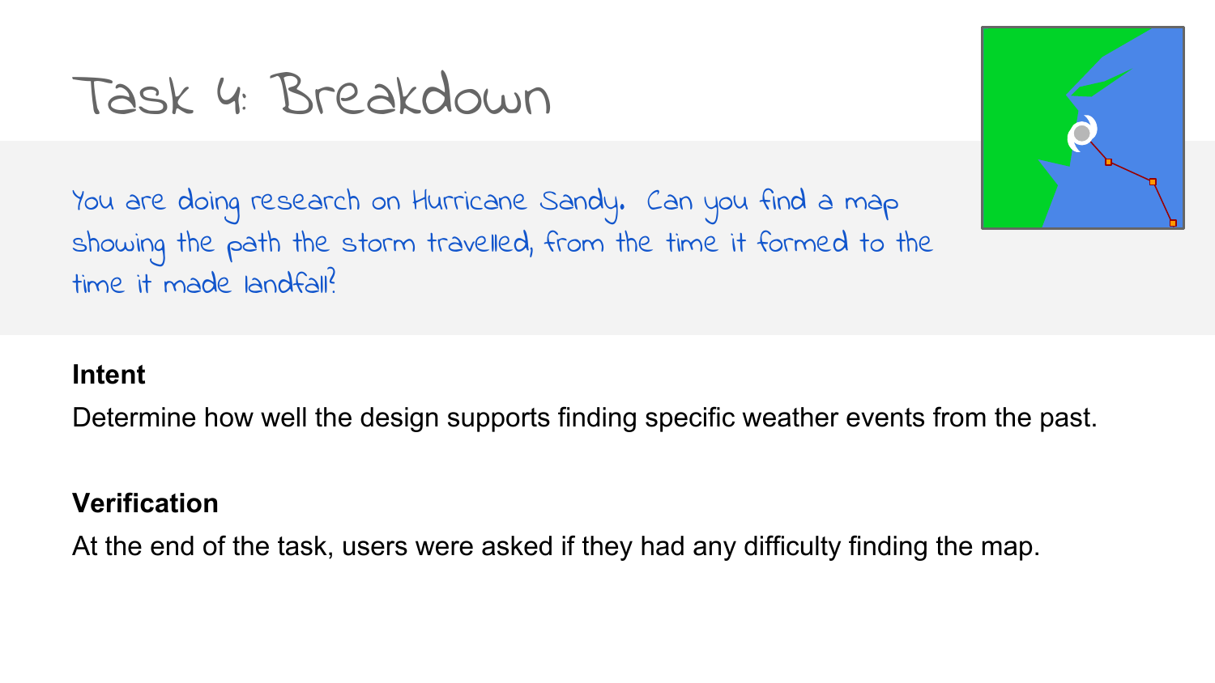# Task 4: Breakdown

You are doing research on Hurricane Sandy. Can you find a map showing the path the storm travelled, from the time it formed to the time it made landfall?

**Intent**

Determine how well the design supports finding specific weather events from the past.

**Verification**

At the end of the task, users were asked if they had any difficulty finding the map.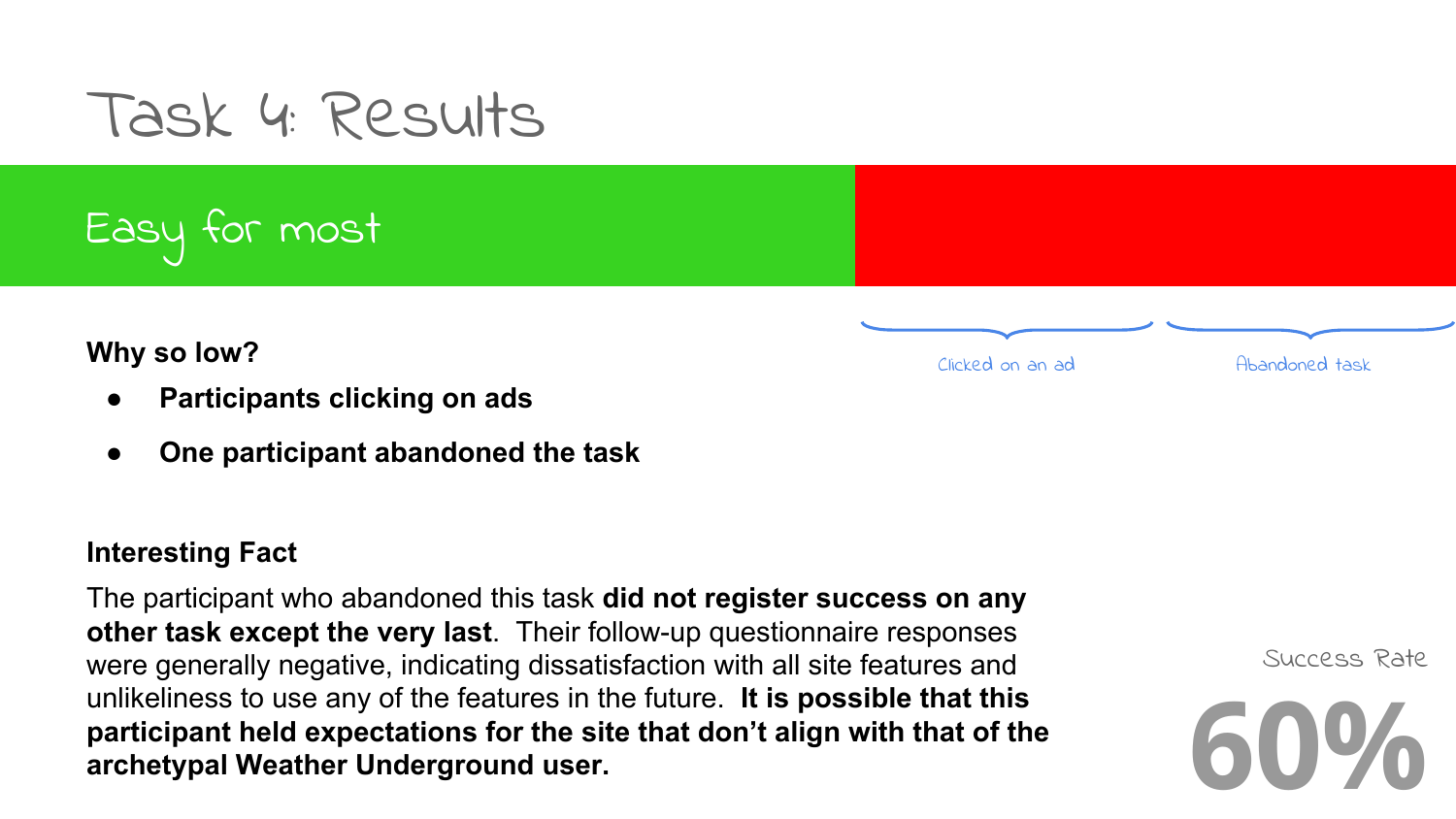# Task 4: Results

## Easy for most

Clicked on an ad

Abandoned task

**Why so low?**

- **Participants clicking on ads**
- **One participant abandoned the task**

**Interesting Fact**

The participant who abandoned this task **did not register success on any other task except the very last**. Their follow-up questionnaire responses were generally negative, indicating dissatisfaction with all site features and unlikeliness to use any of the features in the future. **It is possible that this participant held expectations for the site that don't align with that of the archetypal Weather Underground user.**

Success Rate

**60%**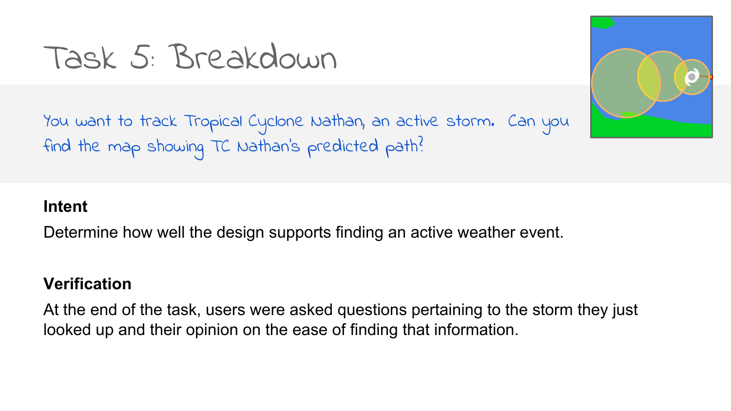# Task 5: Breakdown

You want to track Tropical Cyclone Nathan, an active storm. Can you find the map showing TC Nathan's predicted path?

**Intent**

Determine how well the design supports finding an active weather event.

**Verification**

At the end of the task, users were asked questions pertaining to the storm they just looked up and their opinion on the ease of finding that information.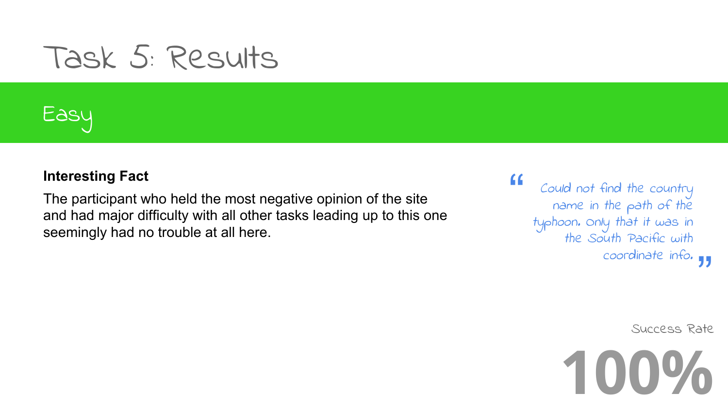# Task 5: Results

## Easy

**Interesting Fact**

The participant who held the most negative opinion of the site and had major difficulty with all other tasks leading up to this one seemingly had no trouble at all here.

> "Could not find the country name in the path of the typhoon. Only that it was in the South Pacific with coordinate info."

Success Rate

**100%**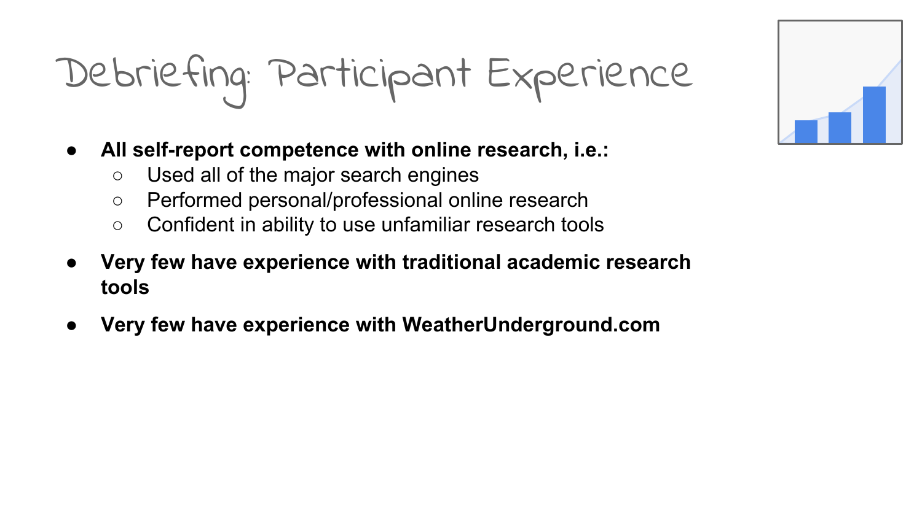# Debriefing: Participant Experience

- **All self-report competence with online research, i.e.:**
  - Used all of the major search engines
  - Performed personal/professional online research
  - Confident in ability to use unfamiliar research tools
- **Very few have experience with traditional academic research tools**
- **Very few have experience with WeatherUnderground.com**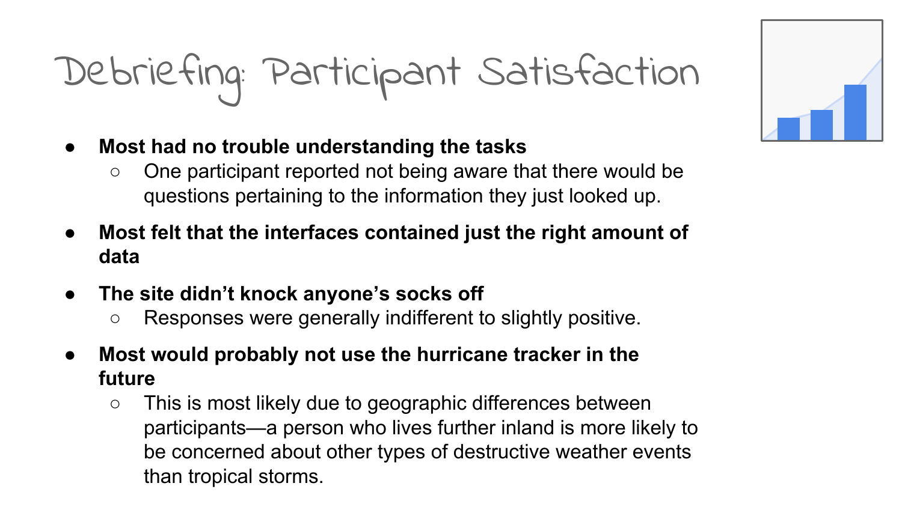# Debriefing: Participant Satisfaction

- **Most had no trouble understanding the tasks**
  - One participant reported not being aware that there would be questions pertaining to the information they just looked up.
- **Most felt that the interfaces contained just the right amount of data**
- **The site didn't knock anyone's socks off**
  - Responses were generally indifferent to slightly positive.
- **Most would probably not use the hurricane tracker in the future**
  - This is most likely due to geographic differences between participants—a person who lives further inland is more likely to be concerned about other types of destructive weather events than tropical storms.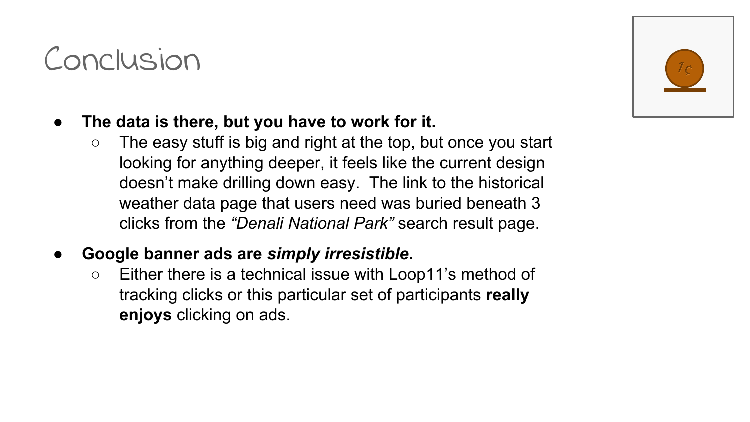# Conclusion

- **The data is there, but you have to work for it.**
  - The easy stuff is big and right at the top, but once you start looking for anything deeper, it feels like the current design doesn't make drilling down easy. The link to the historical weather data page that users need was buried beneath 3 clicks from the *"Denali National Park"* search result page.
- **Google banner ads are *simply irresistible*.**
  - Either there is a technical issue with Loop11's method of tracking clicks or this particular set of participants **really enjoys** clicking on ads.